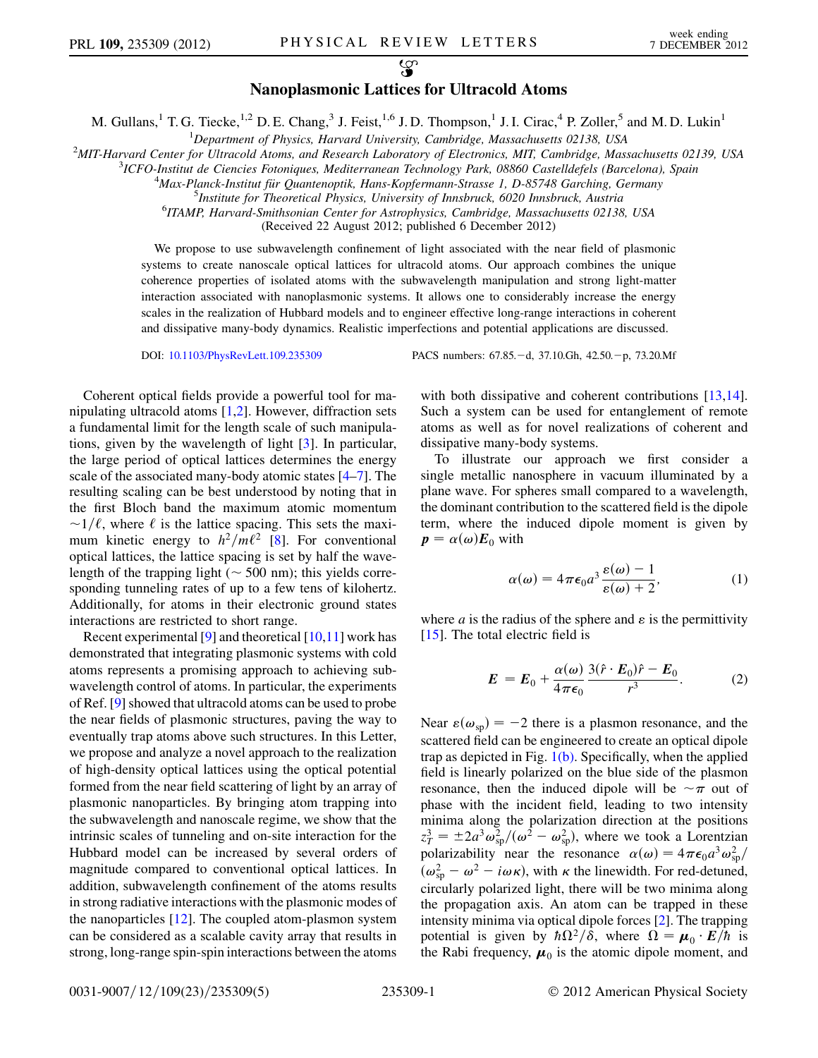# Nanoplasmonic Lattices for Ultracold Atoms

M. Gullans,[1] T. G. Tiecke,[1,2] D. E. Chang,[3] J. Feist,[1,6] J. D. Thompson,[1] J. I. Cirac,[4] P. Zoller,[5] and M. D. Lukin[1]

[1]Department of Physics, Harvard University, Cambridge, Massachusetts 02138, USA
[2]MIT-Harvard Center for Ultracold Atoms, and Research Laboratory of Electronics, MIT, Cambridge, Massachusetts 02139, USA
[3]ICFO-Institut de Ciencies Fotoniques, Mediterranean Technology Park, 08860 Castelldefels (Barcelona), Spain
[4]Max-Planck-Institut für Quantenoptik, Hans-Kopfermann-Strasse 1, D-85748 Garching, Germany
[5]Institute for Theoretical Physics, University of Innsbruck, 6020 Innsbruck, Austria
[6]ITAMP, Harvard-Smithsonian Center for Astrophysics, Cambridge, Massachusetts 02138, USA

(Received 22 August 2012; published 6 December 2012)

We propose to use subwavelength confinement of light associated with the near field of plasmonic systems to create nanoscale optical lattices for ultracold atoms. Our approach combines the unique coherence properties of isolated atoms with the subwavelength manipulation and strong light-matter interaction associated with nanoplasmonic systems. It allows one to considerably increase the energy scales in the realization of Hubbard models and to engineer effective long-range interactions in coherent and dissipative many-body dynamics. Realistic imperfections and potential applications are discussed.

DOI: 10.1103/PhysRevLett.109.235309 PACS numbers: 67.85.−d, 37.10.Gh, 42.50.−p, 73.20.Mf

Coherent optical fields provide a powerful tool for manipulating ultracold atoms [1,2]. However, diffraction sets a fundamental limit for the length scale of such manipulations, given by the wavelength of light [3]. In particular, the large period of optical lattices determines the energy scale of the associated many-body atomic states [4–7]. The resulting scaling can be best understood by noting that in the first Bloch band the maximum atomic momentum $\sim 1/\ell$, where $\ell$ is the lattice spacing. This sets the maximum kinetic energy to $h^2/m\ell^2$ [8]. For conventional optical lattices, the lattice spacing is set by half the wavelength of the trapping light ($\sim 500$ nm); this yields corresponding tunneling rates of up to a few tens of kilohertz. Additionally, for atoms in their electronic ground states interactions are restricted to short range.

Recent experimental [9] and theoretical [10,11] work has demonstrated that integrating plasmonic systems with cold atoms represents a promising approach to achieving subwavelength control of atoms. In particular, the experiments of Ref. [9] showed that ultracold atoms can be used to probe the near fields of plasmonic structures, paving the way to eventually trap atoms above such structures. In this Letter, we propose and analyze a novel approach to the realization of high-density optical lattices using the optical potential formed from the near field scattering of light by an array of plasmonic nanoparticles. By bringing atom trapping into the subwavelength and nanoscale regime, we show that the intrinsic scales of tunneling and on-site interaction for the Hubbard model can be increased by several orders of magnitude compared to conventional optical lattices. In addition, subwavelength confinement of the atoms results in strong radiative interactions with the plasmonic modes of the nanoparticles [12]. The coupled atom-plasmon system can be considered as a scalable cavity array that results in strong, long-range spin-spin interactions between the atoms with both dissipative and coherent contributions [13,14]. Such a system can be used for entanglement of remote atoms as well as for novel realizations of coherent and dissipative many-body systems.

To illustrate our approach we first consider a single metallic nanosphere in vacuum illuminated by a plane wave. For spheres small compared to a wavelength, the dominant contribution to the scattered field is the dipole term, where the induced dipole moment is given by $\boldsymbol{p} = \alpha(\omega)\boldsymbol{E}_0$ with

$$\alpha(\omega) = 4\pi\epsilon_0 a^3 \frac{\varepsilon(\omega) - 1}{\varepsilon(\omega) + 2}, \tag{1}$$

where $a$ is the radius of the sphere and $\varepsilon$ is the permittivity [15]. The total electric field is

$$\boldsymbol{E} = \boldsymbol{E}_0 + \frac{\alpha(\omega)}{4\pi\epsilon_0} \frac{3(\hat{r}\cdot\boldsymbol{E}_0)\hat{r} - \boldsymbol{E}_0}{r^3}. \tag{2}$$

Near $\varepsilon(\omega_{\rm sp}) = -2$ there is a plasmon resonance, and the scattered field can be engineered to create an optical dipole trap as depicted in Fig. 1(b). Specifically, when the applied field is linearly polarized on the blue side of the plasmon resonance, then the induced dipole will be $\sim\pi$ out of phase with the incident field, leading to two intensity minima along the polarization direction at the positions $z_T^3 = \pm 2a^3\omega_{\rm sp}^2/(\omega^2 - \omega_{\rm sp}^2)$, where we took a Lorentzian polarizability near the resonance $\alpha(\omega) = 4\pi\epsilon_0 a^3\omega_{\rm sp}^2/(\omega_{\rm sp}^2 - \omega^2 - i\omega\kappa)$, with $\kappa$ the linewidth. For red-detuned, circularly polarized light, there will be two minima along the propagation axis. An atom can be trapped in these intensity minima via optical dipole forces [2]. The trapping potential is given by $\hbar\Omega^2/\delta$, where $\Omega = \boldsymbol{\mu}_0 \cdot \boldsymbol{E}/\hbar$ is the Rabi frequency, $\boldsymbol{\mu}_0$ is the atomic dipole moment, and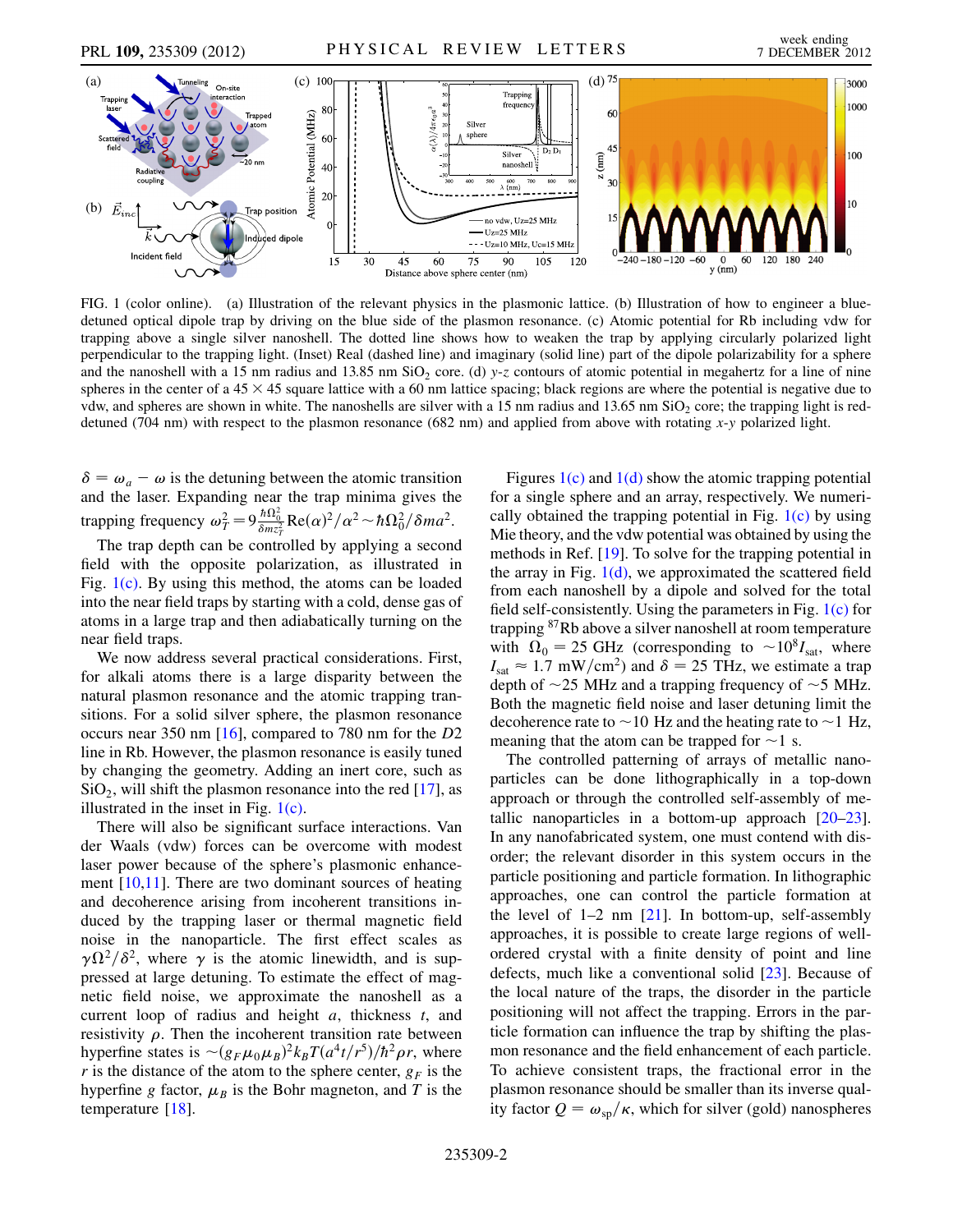FIG. 1 (color online). (a) Illustration of the relevant physics in the plasmonic lattice. (b) Illustration of how to engineer a blue-detuned optical dipole trap by driving on the blue side of the plasmon resonance. (c) Atomic potential for Rb including vdw for trapping above a single silver nanoshell. The dotted line shows how to weaken the trap by applying circularly polarized light perpendicular to the trapping light. (Inset) Real (dashed line) and imaginary (solid line) part of the dipole polarizability for a sphere and the nanoshell with a 15 nm radius and 13.85 nm $SiO_2$ core. (d) $y$-$z$ contours of atomic potential in megahertz for a line of nine spheres in the center of a $45 \times 45$ square lattice with a 60 nm lattice spacing; black regions are where the potential is negative due to vdw, and spheres are shown in white. The nanoshells are silver with a 15 nm radius and 13.65 nm $SiO_2$ core; the trapping light is red-detuned (704 nm) with respect to the plasmon resonance (682 nm) and applied from above with rotating $x$-$y$ polarized light.

$\delta = \omega_a - \omega$ is the detuning between the atomic transition and the laser. Expanding near the trap minima gives the trapping frequency $\omega_T^2 = 9\frac{\hbar\Omega_0^2}{\delta m z_T^2}\mathrm{Re}(\alpha)^2/\alpha^2 \sim \hbar\Omega_0^2/\delta m a^2$.

The trap depth can be controlled by applying a second field with the opposite polarization, as illustrated in Fig. 1(c). By using this method, the atoms can be loaded into the near field traps by starting with a cold, dense gas of atoms in a large trap and then adiabatically turning on the near field traps.

We now address several practical considerations. First, for alkali atoms there is a large disparity between the natural plasmon resonance and the atomic trapping transitions. For a solid silver sphere, the plasmon resonance occurs near 350 nm [16], compared to 780 nm for the $D2$ line in Rb. However, the plasmon resonance is easily tuned by changing the geometry. Adding an inert core, such as $SiO_2$, will shift the plasmon resonance into the red [17], as illustrated in the inset in Fig. 1(c).

There will also be significant surface interactions. Van der Waals (vdw) forces can be overcome with modest laser power because of the sphere's plasmonic enhancement [10,11]. There are two dominant sources of heating and decoherence arising from incoherent transitions induced by the trapping laser or thermal magnetic field noise in the nanoparticle. The first effect scales as $\gamma\Omega^2/\delta^2$, where $\gamma$ is the atomic linewidth, and is suppressed at large detuning. To estimate the effect of magnetic field noise, we approximate the nanoshell as a current loop of radius and height $a$, thickness $t$, and resistivity $\rho$. Then the incoherent transition rate between hyperfine states is $\sim(g_F\mu_0\mu_B)^2 k_B T(a^4 t/r^5)/\hbar^2\rho r$, where $r$ is the distance of the atom to the sphere center, $g_F$ is the hyperfine $g$ factor, $\mu_B$ is the Bohr magneton, and $T$ is the temperature [18].

Figures 1(c) and 1(d) show the atomic trapping potential for a single sphere and an array, respectively. We numerically obtained the trapping potential in Fig. 1(c) by using Mie theory, and the vdw potential was obtained by using the methods in Ref. [19]. To solve for the trapping potential in the array in Fig. 1(d), we approximated the scattered field from each nanoshell by a dipole and solved for the total field self-consistently. Using the parameters in Fig. 1(c) for trapping $^{87}$Rb above a silver nanoshell at room temperature with $\Omega_0 = 25$ GHz (corresponding to $\sim 10^8 I_{\mathrm{sat}}$, where $I_{\mathrm{sat}} \approx 1.7$ mW/cm$^2$) and $\delta = 25$ THz, we estimate a trap depth of $\sim 25$ MHz and a trapping frequency of $\sim 5$ MHz. Both the magnetic field noise and laser detuning limit the decoherence rate to $\sim 10$ Hz and the heating rate to $\sim 1$ Hz, meaning that the atom can be trapped for $\sim 1$ s.

The controlled patterning of arrays of metallic nanoparticles can be done lithographically in a top-down approach or through the controlled self-assembly of metallic nanoparticles in a bottom-up approach [20–23]. In any nanofabricated system, one must contend with disorder; the relevant disorder in this system occurs in the particle positioning and particle formation. In lithographic approaches, one can control the particle formation at the level of 1–2 nm [21]. In bottom-up, self-assembly approaches, it is possible to create large regions of well-ordered crystal with a finite density of point and line defects, much like a conventional solid [23]. Because of the local nature of the traps, the disorder in the particle positioning will not affect the trapping. Errors in the particle formation can influence the trap by shifting the plasmon resonance and the field enhancement of each particle. To achieve consistent traps, the fractional error in the plasmon resonance should be smaller than its inverse quality factor $Q = \omega_{\mathrm{sp}}/\kappa$, which for silver (gold) nanospheres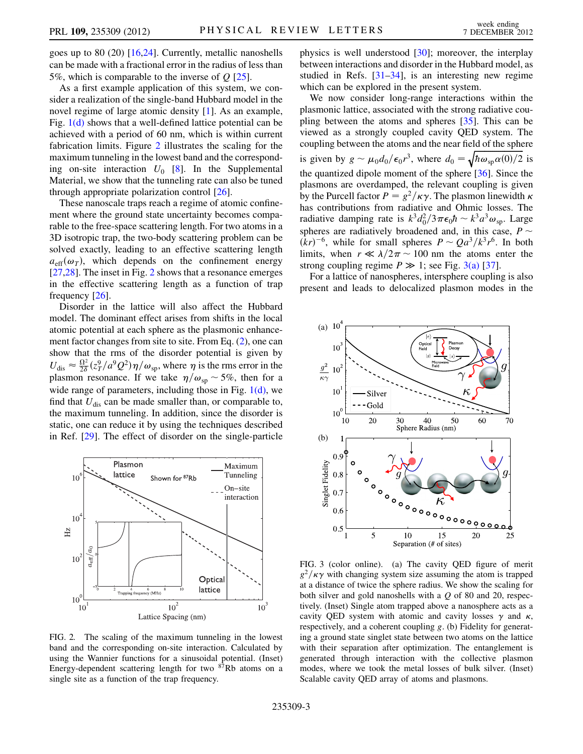goes up to 80 (20) [16,24]. Currently, metallic nanoshells can be made with a fractional error in the radius of less than 5%, which is comparable to the inverse of $Q$ [25].

As a first example application of this system, we consider a realization of the single-band Hubbard model in the novel regime of large atomic density [1]. As an example, Fig. 1(d) shows that a well-defined lattice potential can be achieved with a period of 60 nm, which is within current fabrication limits. Figure 2 illustrates the scaling for the maximum tunneling in the lowest band and the corresponding on-site interaction $U_0$ [8]. In the Supplemental Material, we show that the tunneling rate can also be tuned through appropriate polarization control [26].

These nanoscale traps reach a regime of atomic confinement where the ground state uncertainty becomes comparable to the free-space scattering length. For two atoms in a 3D isotropic trap, the two-body scattering problem can be solved exactly, leading to an effective scattering length $a_{\mathrm{eff}}(\omega_T)$, which depends on the confinement energy [27,28]. The inset in Fig. 2 shows that a resonance emerges in the effective scattering length as a function of trap frequency [26].

Disorder in the lattice will also affect the Hubbard model. The dominant effect arises from shifts in the local atomic potential at each sphere as the plasmonic enhancement factor changes from site to site. From Eq. (2), one can show that the rms of the disorder potential is given by $U_{\mathrm{dis}} \approx \frac{\Omega^2}{2\delta}(z_T^9/a^9 Q^2)\eta/\omega_{\mathrm{sp}}$, where $\eta$ is the rms error in the plasmon resonance. If we take $\eta/\omega_{\mathrm{sp}} \sim 5\%$, then for a wide range of parameters, including those in Fig. 1(d), we find that $U_{\mathrm{dis}}$ can be made smaller than, or comparable to, the maximum tunneling. In addition, since the disorder is static, one can reduce it by using the techniques described in Ref. [29]. The effect of disorder on the single-particle physics is well understood [30]; moreover, the interplay between interactions and disorder in the Hubbard model, as studied in Refs. [31–34], is an interesting new regime which can be explored in the present system.

We now consider long-range interactions within the plasmonic lattice, associated with the strong radiative coupling between the atoms and spheres [35]. This can be viewed as a strongly coupled cavity QED system. The coupling between the atoms and the near field of the sphere is given by $g \sim \mu_0 d_0/\epsilon_0 r^3$, where $d_0 = \sqrt{\hbar\omega_{\mathrm{sp}}\alpha(0)/2}$ is the quantized dipole moment of the sphere [36]. Since the plasmons are overdamped, the relevant coupling is given by the Purcell factor $P = g^2/\kappa\gamma$. The plasmon linewidth $\kappa$ has contributions from radiative and Ohmic losses. The radiative damping rate is $k^3 d_0^2/3\pi\epsilon_0\hbar \sim k^3 a^3 \omega_{\mathrm{sp}}$. Large spheres are radiatively broadened and, in this case, $P \sim (kr)^{-6}$, while for small spheres $P \sim Qa^3/k^3 r^6$. In both limits, when $r \ll \lambda/2\pi \sim 100$ nm the atoms enter the strong coupling regime $P \gg 1$; see Fig. 3(a) [37].

For a lattice of nanospheres, intersphere coupling is also present and leads to delocalized plasmon modes in the

FIG. 2. The scaling of the maximum tunneling in the lowest band and the corresponding on-site interaction. Calculated by using the Wannier functions for a sinusoidal potential. (Inset) Energy-dependent scattering length for two $^{87}$Rb atoms on a single site as a function of the trap frequency.

FIG. 3 (color online). (a) The cavity QED figure of merit $g^2/\kappa\gamma$ with changing system size assuming the atom is trapped at a distance of twice the sphere radius. We show the scaling for both silver and gold nanoshells with a $Q$ of 80 and 20, respectively. (Inset) Single atom trapped above a nanosphere acts as a cavity QED system with atomic and cavity losses $\gamma$ and $\kappa$, respectively, and a coherent coupling $g$. (b) Fidelity for generating a ground state singlet state between two atoms on the lattice with their separation after optimization. The entanglement is generated through interaction with the collective plasmon modes, where we took the metal losses of bulk silver. (Inset) Scalable cavity QED array of atoms and plasmons.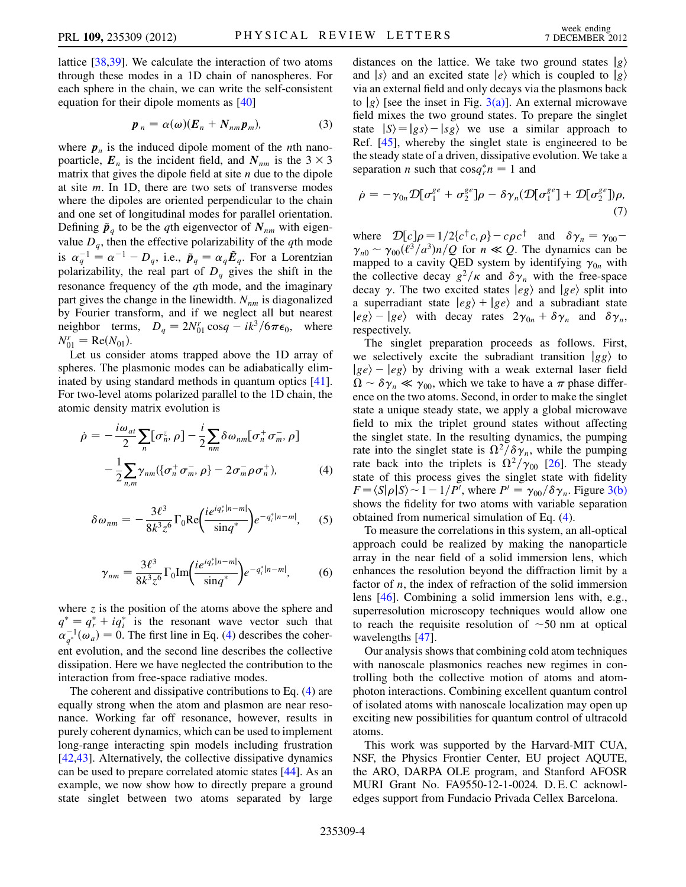lattice [38,39]. We calculate the interaction of two atoms through these modes in a 1D chain of nanospheres. For each sphere in the chain, we can write the self-consistent equation for their dipole moments as [40]

$$\boldsymbol{p}_n = \alpha(\omega)(\boldsymbol{E}_n + \boldsymbol{N}_{nm}\boldsymbol{p}_m), \tag{3}$$

where $\boldsymbol{p}_n$ is the induced dipole moment of the $n$th nanopoarticle, $\boldsymbol{E}_n$ is the incident field, and $\boldsymbol{N}_{nm}$ is the $3 \times 3$ matrix that gives the dipole field at site $n$ due to the dipole at site $m$. In 1D, there are two sets of transverse modes where the dipoles are oriented perpendicular to the chain and one set of longitudinal modes for parallel orientation. Defining $\tilde{\boldsymbol{p}}_q$ to be the $q$th eigenvector of $\boldsymbol{N}_{nm}$ with eigenvalue $D_q$, then the effective polarizability of the $q$th mode is $\alpha_q^{-1} = \alpha^{-1} - D_q$, i.e., $\tilde{\boldsymbol{p}}_q = \alpha_q \tilde{\boldsymbol{E}}_q$. For a Lorentzian polarizability, the real part of $D_q$ gives the shift in the resonance frequency of the $q$th mode, and the imaginary part gives the change in the linewidth. $N_{nm}$ is diagonalized by Fourier transform, and if we neglect all but nearest neighbor terms, $D_q = 2N_{01}^r \cos q - ik^3/6\pi\epsilon_0$, where $N_{01}^r = \mathrm{Re}(N_{01})$.

Let us consider atoms trapped above the 1D array of spheres. The plasmonic modes can be adiabatically eliminated by using standard methods in quantum optics [41]. For two-level atoms polarized parallel to the 1D chain, the atomic density matrix evolution is

$$\dot{\rho} = -\frac{i\omega_{at}}{2}\sum_n [\sigma_n^z, \rho] - \frac{i}{2}\sum_{nm} \delta\omega_{nm}[\sigma_n^+ \sigma_m^-, \rho] - \frac{1}{2}\sum_{n,m} \gamma_{nm}(\{\sigma_n^+ \sigma_m^-, \rho\} - 2\sigma_m^- \rho \sigma_n^+), \tag{4}$$

$$\delta\omega_{nm} = -\frac{3\ell^3}{8k^3 z^6}\Gamma_0 \mathrm{Re}\left(\frac{ie^{iq_r^*|n-m|}}{\sin q^*}\right)e^{-q_i^*|n-m|}, \tag{5}$$

$$\gamma_{nm} = \frac{3\ell^3}{8k^3 z^6}\Gamma_0 \mathrm{Im}\left(\frac{ie^{iq_r^*|n-m|}}{\sin q^*}\right)e^{-q_i^*|n-m|}, \tag{6}$$

where $z$ is the position of the atoms above the sphere and $q^* = q_r^* + iq_i^*$ is the resonant wave vector such that $\alpha_{q^*}^{-1}(\omega_a) = 0$. The first line in Eq. (4) describes the coherent evolution, and the second line describes the collective dissipation. Here we have neglected the contribution to the interaction from free-space radiative modes.

The coherent and dissipative contributions to Eq. (4) are equally strong when the atom and plasmon are near resonance. Working far off resonance, however, results in purely coherent dynamics, which can be used to implement long-range interacting spin models including frustration [42,43]. Alternatively, the collective dissipative dynamics can be used to prepare correlated atomic states [44]. As an example, we now show how to directly prepare a ground state singlet between two atoms separated by large distances on the lattice. We take two ground states $|g\rangle$ and $|s\rangle$ and an excited state $|e\rangle$ which is coupled to $|g\rangle$ via an external field and only decays via the plasmons back to $|g\rangle$ [see the inset in Fig. 3(a)]. An external microwave field mixes the two ground states. To prepare the singlet state $|S\rangle = |gs\rangle - |sg\rangle$ we use a similar approach to Ref. [45], whereby the singlet state is engineered to be the steady state of a driven, dissipative evolution. We take a separation $n$ such that $\cos q_r^* n = 1$ and

$$\dot{\rho} = -\gamma_{0n}\mathcal{D}[\sigma_1^{ge} + \sigma_2^{ge}]\rho - \delta\gamma_n(\mathcal{D}[\sigma_1^{ge}] + \mathcal{D}[\sigma_2^{ge}])\rho, \tag{7}$$

where $\mathcal{D}[c]\rho = 1/2\{c^\dagger c, \rho\} - c\rho c^\dagger$ and $\delta\gamma_n = \gamma_{00} - \gamma_{n0} \sim \gamma_{00}(\ell^3/a^3)n/Q$ for $n \ll Q$. The dynamics can be mapped to a cavity QED system by identifying $\gamma_{0n}$ with the collective decay $g^2/\kappa$ and $\delta\gamma_n$ with the free-space decay $\gamma$. The two excited states $|eg\rangle$ and $|ge\rangle$ split into a superradiant state $|eg\rangle + |ge\rangle$ and a subradiant state $|eg\rangle - |ge\rangle$ with decay rates $2\gamma_{0n} + \delta\gamma_n$ and $\delta\gamma_n$, respectively.

The singlet preparation proceeds as follows. First, we selectively excite the subradiant transition $|gg\rangle$ to $|ge\rangle - |eg\rangle$ by driving with a weak external laser field $\Omega \sim \delta\gamma_n \ll \gamma_{00}$, which we take to have a $\pi$ phase difference on the two atoms. Second, in order to make the singlet state a unique steady state, we apply a global microwave field to mix the triplet ground states without affecting the singlet state. In the resulting dynamics, the pumping rate into the singlet state is $\Omega^2/\delta\gamma_n$, while the pumping rate back into the triplets is $\Omega^2/\gamma_{00}$ [26]. The steady state of this process gives the singlet state with fidelity $F = \langle S|\rho|S\rangle \sim 1 - 1/P'$, where $P' = \gamma_{00}/\delta\gamma_n$. Figure 3(b) shows the fidelity for two atoms with variable separation obtained from numerical simulation of Eq. (4).

To measure the correlations in this system, an all-optical approach could be realized by making the nanoparticle array in the near field of a solid immersion lens, which enhances the resolution beyond the diffraction limit by a factor of $n$, the index of refraction of the solid immersion lens [46]. Combining a solid immersion lens with, e.g., superresolution microscopy techniques would allow one to reach the requisite resolution of $\sim$50 nm at optical wavelengths [47].

Our analysis shows that combining cold atom techniques with nanoscale plasmonics reaches new regimes in controlling both the collective motion of atoms and atom-photon interactions. Combining excellent quantum control of isolated atoms with nanoscale localization may open up exciting new possibilities for quantum control of ultracold atoms.

This work was supported by the Harvard-MIT CUA, NSF, the Physics Frontier Center, EU project AQUTE, the ARO, DARPA OLE program, and Stanford AFOSR MURI Grant No. FA9550-12-1-0024. D. E. C acknowledges support from Fundacio Privada Cellex Barcelona.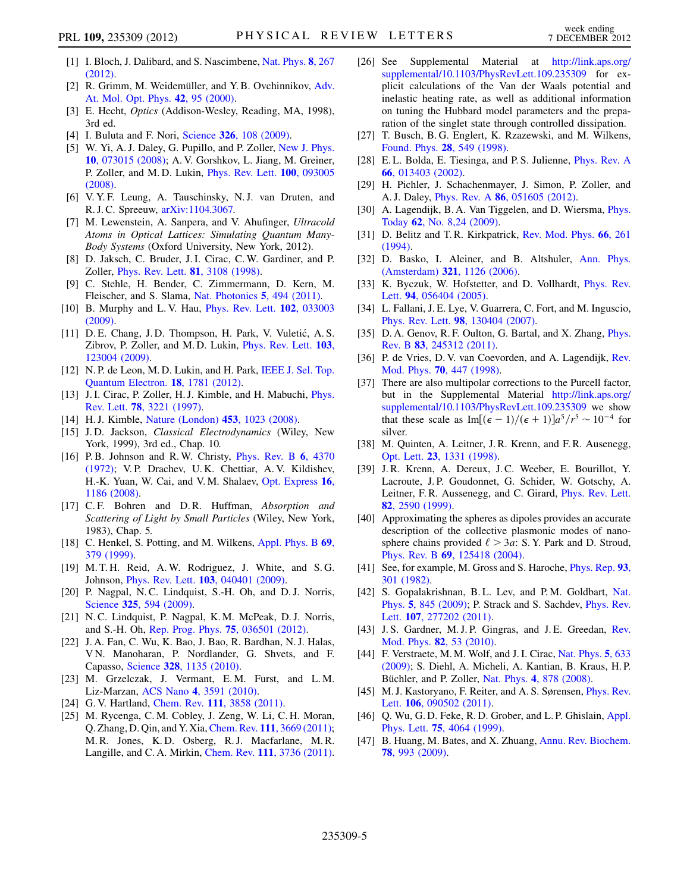[1] I. Bloch, J. Dalibard, and S. Nascimbene, Nat. Phys. **8**, 267 (2012).

[2] R. Grimm, M. Weidemüller, and Y. B. Ovchinnikov, Adv. At. Mol. Opt. Phys. **42**, 95 (2000).

[3] E. Hecht, *Optics* (Addison-Wesley, Reading, MA, 1998), 3rd ed.

[4] I. Buluta and F. Nori, Science **326**, 108 (2009).

[5] W. Yi, A. J. Daley, G. Pupillo, and P. Zoller, New J. Phys. **10**, 073015 (2008); A. V. Gorshkov, L. Jiang, M. Greiner, P. Zoller, and M. D. Lukin, Phys. Rev. Lett. **100**, 093005 (2008).

[6] V. Y. F. Leung, A. Tauschinsky, N. J. van Druten, and R. J. C. Spreeuw, arXiv:1104.3067.

[7] M. Lewenstein, A. Sanpera, and V. Ahufinger, *Ultracold Atoms in Optical Lattices: Simulating Quantum Many-Body Systems* (Oxford University, New York, 2012).

[8] D. Jaksch, C. Bruder, J. I. Cirac, C. W. Gardiner, and P. Zoller, Phys. Rev. Lett. **81**, 3108 (1998).

[9] C. Stehle, H. Bender, C. Zimmermann, D. Kern, M. Fleischer, and S. Slama, Nat. Photonics **5**, 494 (2011).

[10] B. Murphy and L. V. Hau, Phys. Rev. Lett. **102**, 033003 (2009).

[11] D. E. Chang, J. D. Thompson, H. Park, V. Vuletić, A. S. Zibrov, P. Zoller, and M. D. Lukin, Phys. Rev. Lett. **103**, 123004 (2009).

[12] N. P. de Leon, M. D. Lukin, and H. Park, IEEE J. Sel. Top. Quantum Electron. **18**, 1781 (2012).

[13] J. I. Cirac, P. Zoller, H. J. Kimble, and H. Mabuchi, Phys. Rev. Lett. **78**, 3221 (1997).

[14] H. J. Kimble, Nature (London) **453**, 1023 (2008).

[15] J. D. Jackson, *Classical Electrodynamics* (Wiley, New York, 1999), 3rd ed., Chap. 10.

[16] P. B. Johnson and R. W. Christy, Phys. Rev. B **6**, 4370 (1972); V. P. Drachev, U. K. Chettiar, A. V. Kildishev, H.-K. Yuan, W. Cai, and V. M. Shalaev, Opt. Express **16**, 1186 (2008).

[17] C. F. Bohren and D. R. Huffman, *Absorption and Scattering of Light by Small Particles* (Wiley, New York, 1983), Chap. 5.

[18] C. Henkel, S. Potting, and M. Wilkens, Appl. Phys. B **69**, 379 (1999).

[19] M. T. H. Reid, A. W. Rodriguez, J. White, and S. G. Johnson, Phys. Rev. Lett. **103**, 040401 (2009).

[20] P. Nagpal, N. C. Lindquist, S.-H. Oh, and D. J. Norris, Science **325**, 594 (2009).

[21] N. C. Lindquist, P. Nagpal, K. M. McPeak, D. J. Norris, and S.-H. Oh, Rep. Prog. Phys. **75**, 036501 (2012).

[22] J. A. Fan, C. Wu, K. Bao, J. Bao, R. Bardhan, N. J. Halas, V N. Manoharan, P. Nordlander, G. Shvets, and F. Capasso, Science **328**, 1135 (2010).

[23] M. Grzelczak, J. Vermant, E. M. Furst, and L. M. Liz-Marzan, ACS Nano **4**, 3591 (2010).

[24] G. V. Hartland, Chem. Rev. **111**, 3858 (2011).

[25] M. Rycenga, C. M. Cobley, J. Zeng, W. Li, C. H. Moran, Q. Zhang, D. Qin, and Y. Xia, Chem. Rev. **111**, 3669 (2011); M. R. Jones, K. D. Osberg, R. J. Macfarlane, M. R. Langille, and C. A. Mirkin, Chem. Rev. **111**, 3736 (2011).

[26] See Supplemental Material at http://link.aps.org/supplemental/10.1103/PhysRevLett.109.235309 for explicit calculations of the Van der Waals potential and inelastic heating rate, as well as additional information on tuning the Hubbard model parameters and the preparation of the singlet state through controlled dissipation.

[27] T. Busch, B. G. Englert, K. Rzazewski, and M. Wilkens, Found. Phys. **28**, 549 (1998).

[28] E. L. Bolda, E. Tiesinga, and P. S. Julienne, Phys. Rev. A **66**, 013403 (2002).

[29] H. Pichler, J. Schachenmayer, J. Simon, P. Zoller, and A. J. Daley, Phys. Rev. A **86**, 051605 (2012).

[30] A. Lagendijk, B. A. Van Tiggelen, and D. Wiersma, Phys. Today **62**, No. 8, 24 (2009).

[31] D. Belitz and T. R. Kirkpatrick, Rev. Mod. Phys. **66**, 261 (1994).

[32] D. Basko, I. Aleiner, and B. Altshuler, Ann. Phys. (Amsterdam) **321**, 1126 (2006).

[33] K. Byczuk, W. Hofstetter, and D. Vollhardt, Phys. Rev. Lett. **94**, 056404 (2005).

[34] L. Fallani, J. E. Lye, V. Guarrera, C. Fort, and M. Inguscio, Phys. Rev. Lett. **98**, 130404 (2007).

[35] D. A. Genov, R. F. Oulton, G. Bartal, and X. Zhang, Phys. Rev. B **83**, 245312 (2011).

[36] P. de Vries, D. V. van Coevorden, and A. Lagendijk, Rev. Mod. Phys. **70**, 447 (1998).

[37] There are also multipolar corrections to the Purcell factor, but in the Supplemental Material http://link.aps.org/supplemental/10.1103/PhysRevLett.109.235309 we show that these scale as $\mathrm{Im}[(\epsilon - 1)/(\epsilon + 1)]a^5/r^5 \sim 10^{-4}$ for silver.

[38] M. Quinten, A. Leitner, J. R. Krenn, and F. R. Aussenegg, Opt. Lett. **23**, 1331 (1998).

[39] J. R. Krenn, A. Dereux, J. C. Weeber, E. Bourillot, Y. Lacroute, J. P. Goudonnet, G. Schider, W. Gotschy, A. Leitner, F. R. Aussenegg, and C. Girard, Phys. Rev. Lett. **82**, 2590 (1999).

[40] Approximating the spheres as dipoles provides an accurate description of the collective plasmonic modes of nanosphere chains provided $\ell > 3a$: S. Y. Park and D. Stroud, Phys. Rev. B **69**, 125418 (2004).

[41] See, for example, M. Gross and S. Haroche, Phys. Rep. **93**, 301 (1982).

[42] S. Gopalakrishnan, B. L. Lev, and P. M. Goldbart, Nat. Phys. **5**, 845 (2009); P. Strack and S. Sachdev, Phys. Rev. Lett. **107**, 277202 (2011).

[43] J. S. Gardner, M. J. P. Gingras, and J. E. Greedan, Rev. Mod. Phys. **82**, 53 (2010).

[44] F. Verstraete, M. M. Wolf, and J. I. Cirac, Nat. Phys. **5**, 633 (2009); S. Diehl, A. Micheli, A. Kantian, B. Kraus, H. P. Büchler, and P. Zoller, Nat. Phys. **4**, 878 (2008).

[45] M. J. Kastoryano, F. Reiter, and A. S. Sørensen, Phys. Rev. Lett. **106**, 090502 (2011).

[46] Q. Wu, G. D. Feke, R. D. Grober, and L. P. Ghislain, Appl. Phys. Lett. **75**, 4064 (1999).

[47] B. Huang, M. Bates, and X. Zhuang, Annu. Rev. Biochem. **78**, 993 (2009).